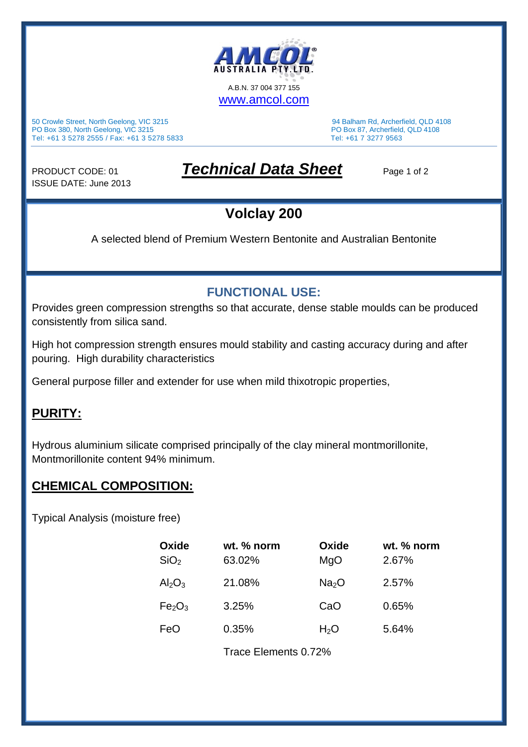AMCOL AUSTRALIA PTY. LTD.

A.B.N. 37 004 377 155

www.amcol.com

50 Crowle Street, North Geelong, VIC 3215
PO Box 380, North Geelong, VIC 3215
Tel: +61 3 5278 2555 / Fax: +61 3 5278 5833

94 Balham Rd, Archerfield, QLD 4108
PO Box 87, Archerfield, QLD 4108
Tel: +61 7 3277 9563

PRODUCT CODE: 01
ISSUE DATE: June 2013

# ***Technical Data Sheet***

## Volclay 200

A selected blend of Premium Western Bentonite and Australian Bentonite

## FUNCTIONAL USE:

Provides green compression strengths so that accurate, dense stable moulds can be produced consistently from silica sand.

High hot compression strength ensures mould stability and casting accuracy during and after pouring. High durability characteristics

General purpose filler and extender for use when mild thixotropic properties,

## PURITY:

Hydrous aluminium silicate comprised principally of the clay mineral montmorillonite, Montmorillonite content 94% minimum.

## CHEMICAL COMPOSITION:

Typical Analysis (moisture free)

| Oxide | wt. % norm | Oxide | wt. % norm |
|---|---|---|---|
| $SiO_2$ | 63.02% | $MgO$ | 2.67% |
| $Al_2O_3$ | 21.08% | $Na_2O$ | 2.57% |
| $Fe_2O_3$ | 3.25% | $CaO$ | 0.65% |
| $FeO$ | 0.35% | $H_2O$ | 5.64% |

Trace Elements 0.72%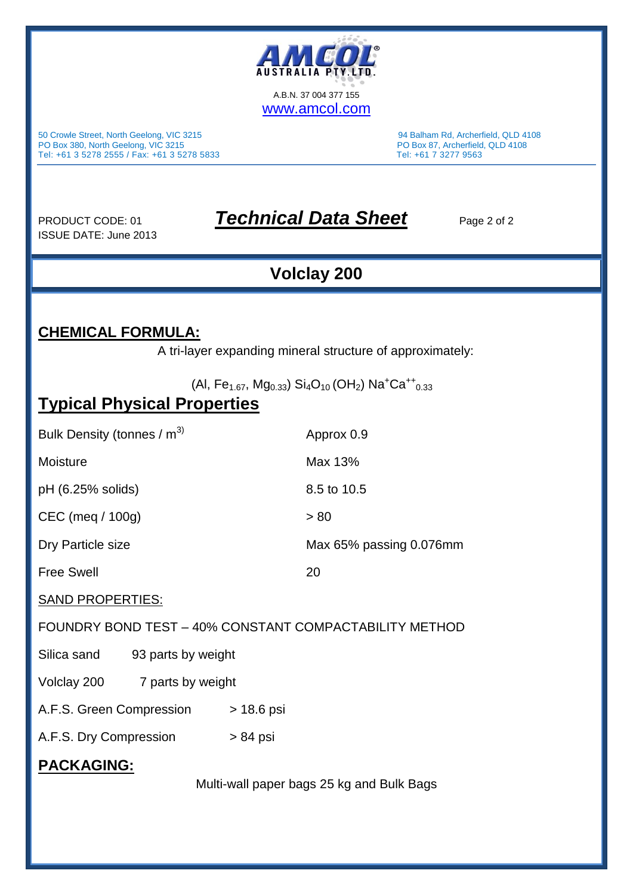AMCOL AUSTRALIA PTY. LTD.

A.B.N. 37 004 377 155

www.amcol.com

50 Crowle Street, North Geelong, VIC 3215
PO Box 380, North Geelong, VIC 3215
Tel: +61 3 5278 2555 / Fax: +61 3 5278 5833

94 Balham Rd, Archerfield, QLD 4108
PO Box 87, Archerfield, QLD 4108
Tel: +61 7 3277 9563

PRODUCT CODE: 01
ISSUE DATE: June 2013

# *Technical Data Sheet*

## Volclay 200

### CHEMICAL FORMULA:

A tri-layer expanding mineral structure of approximately:

$(Al, Fe_{1.67}, Mg_{0.33})\ Si_4O_{10}\ (OH_2)\ Na^{+}Ca^{++}{}_{0.33}$

## Typical Physical Properties

| | |
|---|---|
| Bulk Density (tonnes / $m^3$) | Approx 0.9 |
| Moisture | Max 13% |
| pH (6.25% solids) | 8.5 to 10.5 |
| CEC (meq / 100g) | > 80 |
| Dry Particle size | Max 65% passing 0.076mm |
| Free Swell | 20 |

SAND PROPERTIES:

FOUNDRY BOND TEST – 40% CONSTANT COMPACTABILITY METHOD

| | |
|---|---|
| Silica sand | 93 parts by weight |
| Volclay 200 | 7 parts by weight |

| | |
|---|---|
| A.F.S. Green Compression | > 18.6 psi |
| A.F.S. Dry Compression | > 84 psi |

### PACKAGING:

Multi-wall paper bags 25 kg and Bulk Bags